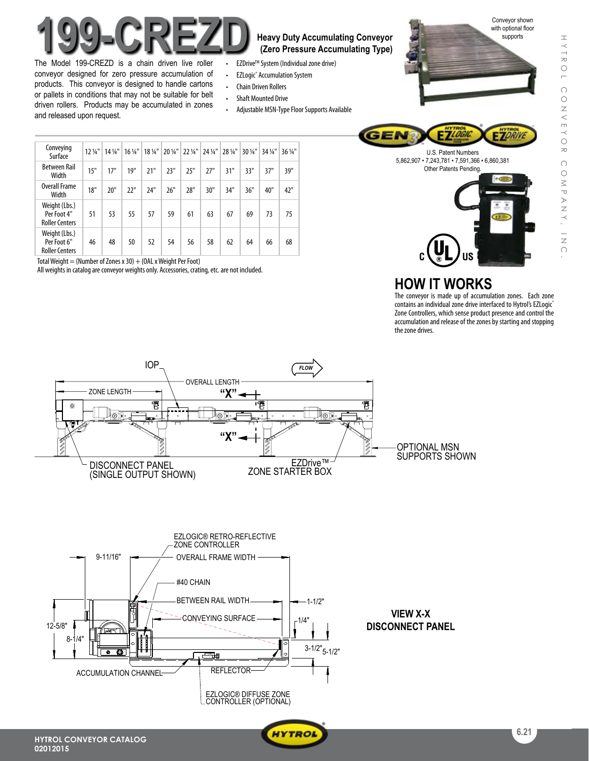# 199-CREZD

## Heavy Duty Accumulating Conveyor (Zero Pressure Accumulating Type)

The Model 199-CREZD is a chain driven live roller conveyor designed for zero pressure accumulation of products. This conveyor is designed to handle cartons or pallets in conditions that may not be suitable for belt driven rollers. Products may be accumulated in zones and released upon request.

- EZDrive™ System (Individual zone drive)
- EZLogic® Accumulation System
- Chain Driven Rollers
- Shaft Mounted Drive
- Adjustable MSN-Type Floor Supports Available

Conveyor shown with optional floor supports

| Conveying Surface | 12 ¼" | 14 ¼" | 16 ¼" | 18 ¼" | 20 ¼" | 22 ¼" | 24 ¼" | 28 ¼" | 30 ¼" | 34 ¼" | 36 ¼" |
|---|---|---|---|---|---|---|---|---|---|---|---|
| Between Rail Width | 15" | 17" | 19" | 21" | 23" | 25" | 27" | 31" | 33" | 37" | 39" |
| Overall Frame Width | 18" | 20" | 22" | 24" | 26" | 28" | 30" | 34" | 36" | 40" | 42" |
| Weight (Lbs.) Per Foot 4" Roller Centers | 51 | 53 | 55 | 57 | 59 | 61 | 63 | 67 | 69 | 73 | 75 |
| Weight (Lbs.) Per Foot 6" Roller Centers | 46 | 48 | 50 | 52 | 54 | 56 | 58 | 62 | 64 | 66 | 68 |

Total Weight = (Number of Zones x 30) + (OAL x Weight Per Foot)

All weights in catalog are conveyor weights only. Accessories, crating, etc. are not included.

U.S. Patent Numbers
5,862,907 • 7,243,781 • 7,591,366 • 6,860,381
Other Patents Pending.

## HOW IT WORKS

The conveyor is made up of accumulation zones. Each zone contains an individual zone drive interfaced to Hytrol's EZLogic® Zone Controllers, which sense product presence and control the accumulation and release of the zones by starting and stopping the zone drives.

IOP · FLOW · OVERALL LENGTH · ZONE LENGTH · "X" · DISCONNECT PANEL (SINGLE OUTPUT SHOWN) · EZDrive™ ZONE STARTER BOX · OPTIONAL MSN SUPPORTS SHOWN

EZLOGIC® RETRO-REFLECTIVE ZONE CONTROLLER · 9-11/16" · OVERALL FRAME WIDTH · #40 CHAIN · BETWEEN RAIL WIDTH · 1-1/2" · CONVEYING SURFACE · 1/4" · 12-5/8" · 8-1/4" · 3-1/2" · 5-1/2" · ACCUMULATION CHANNEL · REFLECTOR · EZLOGIC® DIFFUSE ZONE CONTROLLER (OPTIONAL)

**VIEW X-X**
**DISCONNECT PANEL**

HYTROL CONVEYOR CATALOG
02012015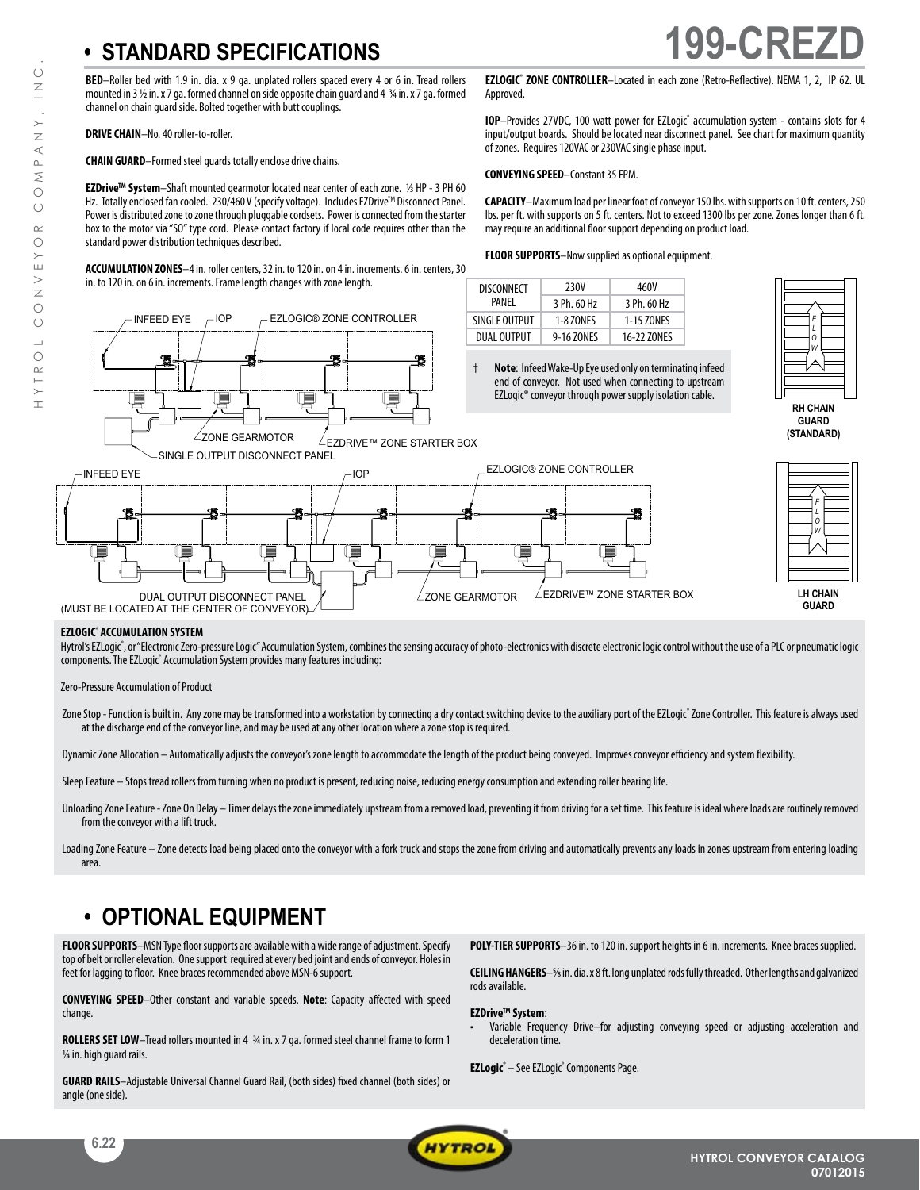# • STANDARD SPECIFICATIONS

# 199-CREZD

**BED**–Roller bed with 1.9 in. dia. x 9 ga. unplated rollers spaced every 4 or 6 in. Tread rollers mounted in 3 ½ in. x 7 ga. formed channel on side opposite chain guard and 4 ¾ in. x 7 ga. formed channel on chain guard side. Bolted together with butt couplings.

**DRIVE CHAIN**–No. 40 roller-to-roller.

**CHAIN GUARD**–Formed steel guards totally enclose drive chains.

**EZDrive™ System**–Shaft mounted gearmotor located near center of each zone. ⅓ HP - 3 PH 60 Hz. Totally enclosed fan cooled. 230/460 V (specify voltage). Includes EZDrive™ Disconnect Panel. Power is distributed zone to zone through pluggable cordsets. Power is connected from the starter box to the motor via "SO" type cord. Please contact factory if local code requires other than the standard power distribution techniques described.

**ACCUMULATION ZONES**–4 in. roller centers, 32 in. to 120 in. on 4 in. increments. 6 in. centers, 30 in. to 120 in. on 6 in. increments. Frame length changes with zone length.

**EZLOGIC® ZONE CONTROLLER**–Located in each zone (Retro-Reflective). NEMA 1, 2, IP 62. UL Approved.

**IOP**–Provides 27VDC, 100 watt power for EZLogic® accumulation system - contains slots for 4 input/output boards. Should be located near disconnect panel. See chart for maximum quantity of zones. Requires 120VAC or 230VAC single phase input.

**CONVEYING SPEED**–Constant 35 FPM.

**CAPACITY**–Maximum load per linear foot of conveyor 150 lbs. with supports on 10 ft. centers, 250 lbs. per ft. with supports on 5 ft. centers. Not to exceed 1300 lbs per zone. Zones longer than 6 ft. may require an additional floor support depending on product load.

**FLOOR SUPPORTS**–Now supplied as optional equipment.

| DISCONNECT PANEL | 230V 3 Ph. 60 Hz | 460V 3 Ph. 60 Hz |
|---|---|---|
| SINGLE OUTPUT | 1-8 ZONES | 1-15 ZONES |
| DUAL OUTPUT | 9-16 ZONES | 16-22 ZONES |

† **Note**: Infeed Wake-Up Eye used only on terminating infeed end of conveyor. Not used when connecting to upstream EZLogic® conveyor through power supply isolation cable.

INFEED EYE
IOP
EZLOGIC® ZONE CONTROLLER
ZONE GEARMOTOR
EZDRIVE™ ZONE STARTER BOX
SINGLE OUTPUT DISCONNECT PANEL

FLOW
RH CHAIN GUARD (STANDARD)

INFEED EYE
IOP
EZLOGIC® ZONE CONTROLLER
DUAL OUTPUT DISCONNECT PANEL (MUST BE LOCATED AT THE CENTER OF CONVEYOR)
ZONE GEARMOTOR
EZDRIVE™ ZONE STARTER BOX

FLOW
LH CHAIN GUARD

**EZLOGIC® ACCUMULATION SYSTEM**

Hytrol's EZLogic®, or "Electronic Zero-pressure Logic" Accumulation System, combines the sensing accuracy of photo-electronics with discrete electronic logic control without the use of a PLC or pneumatic logic components. The EZLogic® Accumulation System provides many features including:

Zero-Pressure Accumulation of Product

Zone Stop - Function is built in. Any zone may be transformed into a workstation by connecting a dry contact switching device to the auxiliary port of the EZLogic® Zone Controller. This feature is always used at the discharge end of the conveyor line, and may be used at any other location where a zone stop is required.

Dynamic Zone Allocation – Automatically adjusts the conveyor's zone length to accommodate the length of the product being conveyed. Improves conveyor efficiency and system flexibility.

Sleep Feature – Stops tread rollers from turning when no product is present, reducing noise, reducing energy consumption and extending roller bearing life.

Unloading Zone Feature - Zone On Delay – Timer delays the zone immediately upstream from a removed load, preventing it from driving for a set time. This feature is ideal where loads are routinely removed from the conveyor with a lift truck.

Loading Zone Feature – Zone detects load being placed onto the conveyor with a fork truck and stops the zone from driving and automatically prevents any loads in zones upstream from entering loading area.

# • OPTIONAL EQUIPMENT

**FLOOR SUPPORTS**–MSN Type floor supports are available with a wide range of adjustment. Specify top of belt or roller elevation. One support required at every bed joint and ends of conveyor. Holes in feet for lagging to floor. Knee braces recommended above MSN-6 support.

**CONVEYING SPEED**–Other constant and variable speeds. **Note**: Capacity affected with speed change.

**ROLLERS SET LOW**–Tread rollers mounted in 4 ¾ in. x 7 ga. formed steel channel frame to form 1 ¼ in. high guard rails.

**GUARD RAILS**–Adjustable Universal Channel Guard Rail, (both sides) fixed channel (both sides) or angle (one side).

**POLY-TIER SUPPORTS**–36 in. to 120 in. support heights in 6 in. increments. Knee braces supplied.

**CEILING HANGERS**–⅝ in. dia. x 8 ft. long unplated rods fully threaded. Other lengths and galvanized rods available.

**EZDrive™ System**:

- Variable Frequency Drive–for adjusting conveying speed or adjusting acceleration and deceleration time.

**EZLogic®** – See EZLogic® Components Page.